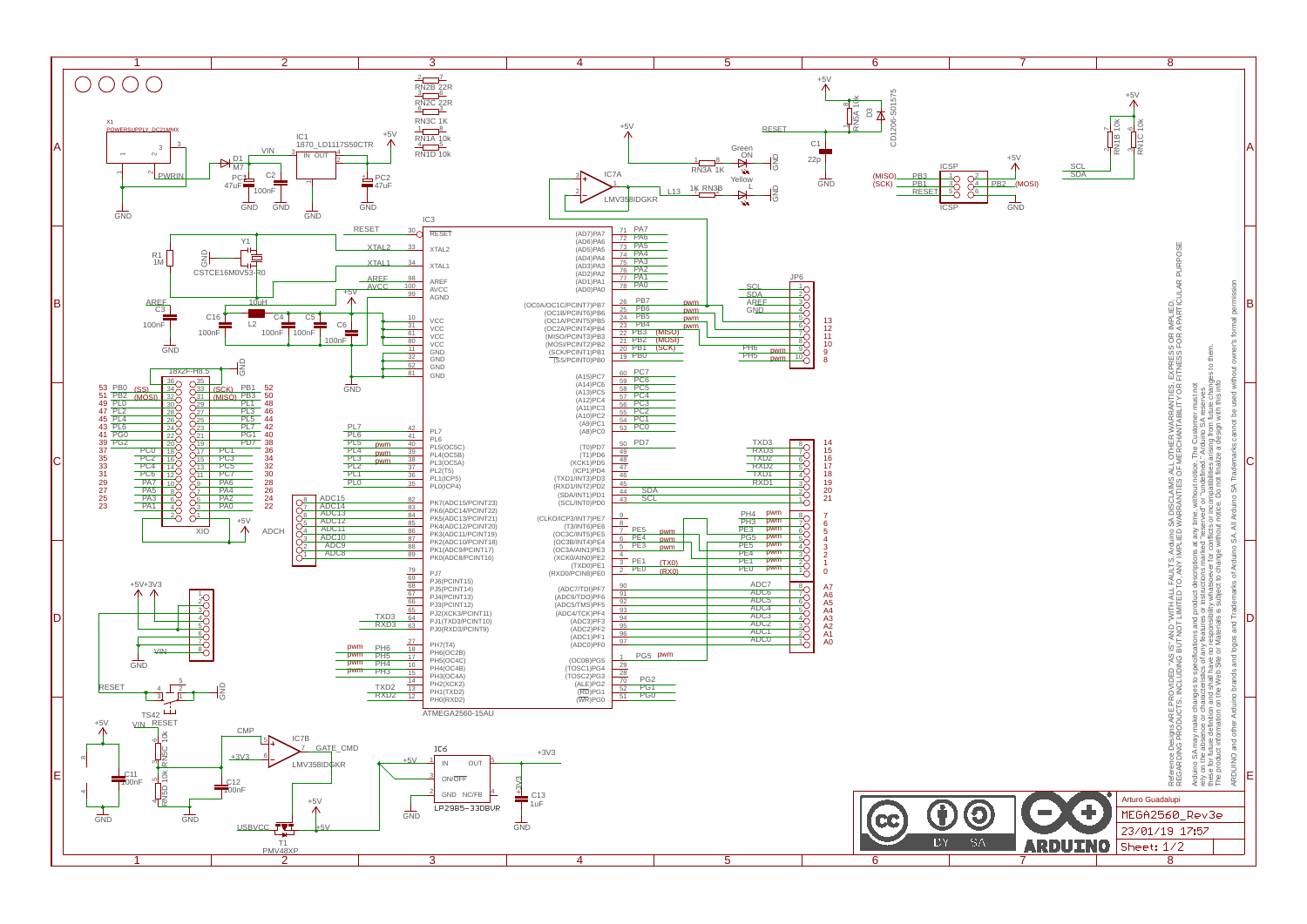Reference Designs ARE PROVIDED "AS IS" AND "WITH ALL FAULTS. Arduino SA DISCLAIMS ALL OTHER WARRANTIES, EXPRESS OR IMPLIED, REGARDING PRODUCTS, INCLUDING BUT NOT LIMITED TO, ANY IMPLIED WARRANTIES OF MERCHANTABILITY OR FITNESS FOR A PARTICULAR PURPOSE

Arduino SA may make changes to specifications and product descriptions at any time, without notice. The Customer must not rely on the absence or characteristics of any features or instructions marked "reserved" or "undefined." Arduino SA reserves these for future definition and shall have no responsibility whatsoever for conflicts or incompatibilities arising from future changes to them. The product information on the Web Site or Materials is subject to change without notice. Do not finalize a design with this information.

ARDUINO and other Arduino brands and logos and Trademarks of Arduino SA. All Arduino SA Trademarks cannot be used without owner's formal permission

| | |
|---|---|
| Arturo Guadalupi | |
| MEGA2560_Rev3e | |
| 23/01/19 17:57 | |
| Sheet: 1/2 | |

BY SA

ARDUINO

X1 POWERSUPPLY_DC21MMX

IC1 1870_LD1117S50CTR

IC3 ATMEGA2560-15AU

IC7A LMV358IDGKR

IC7B LMV358IDGKR

IC6 LP2985-33DBVR

Y1 CSTCE16M0V53-R0

T1 PMV48XP

JP6

ICSP

XIO 18x2F-H8.5

ADCH

D3 CD1206-S01575

RN2B 22R, RN2C 22R, RN3C 1K, RN1A 10k, RN1D 10k, RN5A 10k, RN1B 10k, RN1C 10k, RN3A 1K, RN3B 1K, RN5C 10k, RN5D 10k

C1 22p, C2 100nF, C3 100nF, C4 100nF, C5 100nF, C6 100nF, C11 100nF, C12 100nF, C13 1uF, C16 100nF, PC1 47uF, PC2 47uF

L2 10uH, L13

R1 1M

TS42

Green ON, Yellow L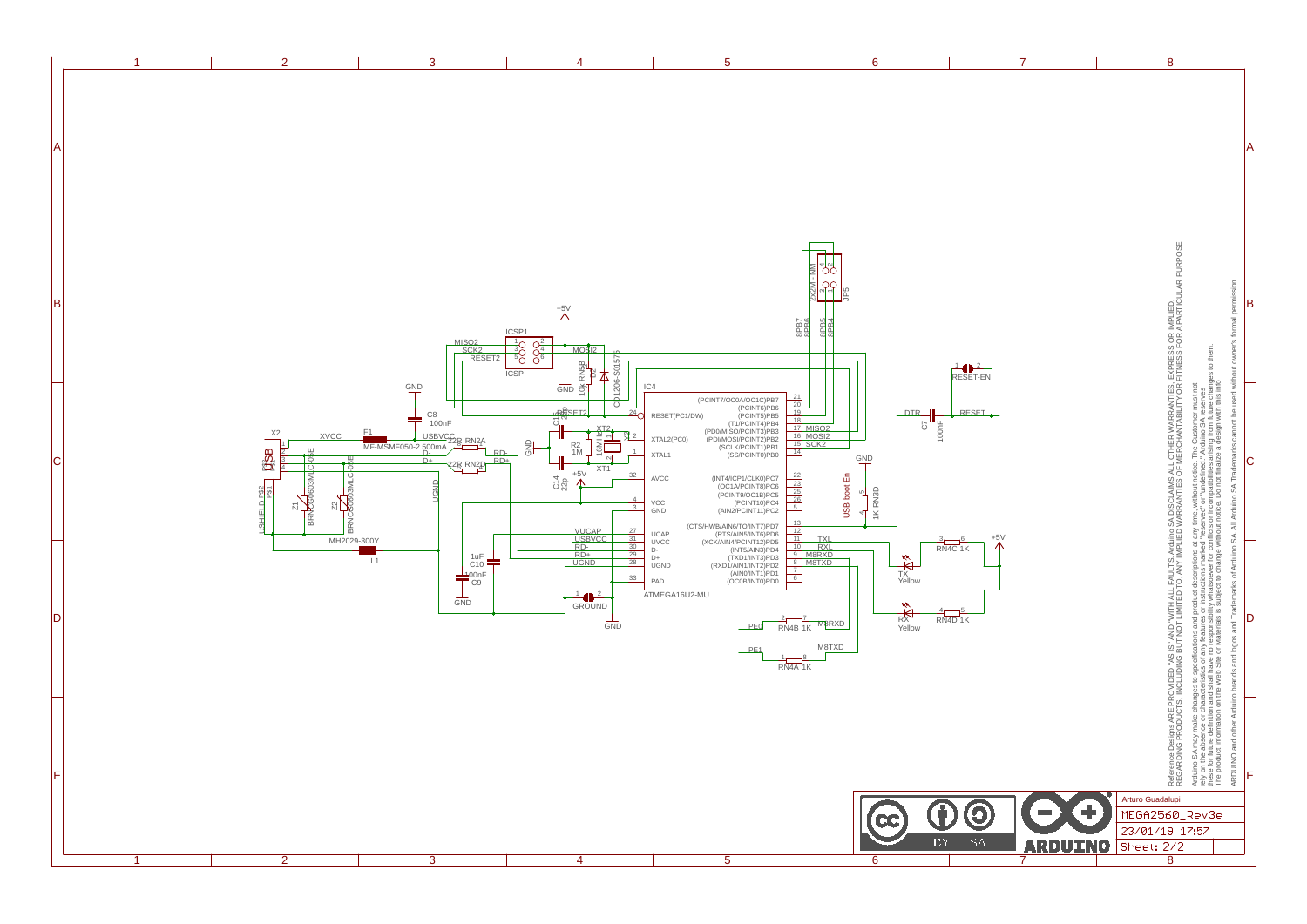Reference Designs ARE PROVIDED "AS IS" AND "WITH ALL FAULTS. Arduino SA DISCLAIMS ALL OTHER WARRANTIES, EXPRESS OR IMPLIED, REGARDING PRODUCTS, INCLUDING BUT NOT LIMITED TO, ANY IMPLIED WARRANTIES OF MERCHANTABILITY OR FITNESS FOR A PARTICULAR PURPOSE

Arduino SA may make changes to specifications and product descriptions at any time, without notice. The Customer must not rely on the absence or characteristics of any features or instructions marked "reserved" or "undefined." Arduino SA reserves these for future definition and shall have no responsibility whatsoever for conflicts or incompatibilities arising from future changes to them. The product information on the Web Site or Materials is subject to change without notice. Do not finalize a design with this info

ARDUINO and other Arduino brands and logos and Trademarks of Arduino SA. All Arduino SA Trademarks cannot be used without owner's formal permission

Arturo Guadalupi

MEGA2560_Rev3e

23/01/19 17:57

Sheet: 2/2